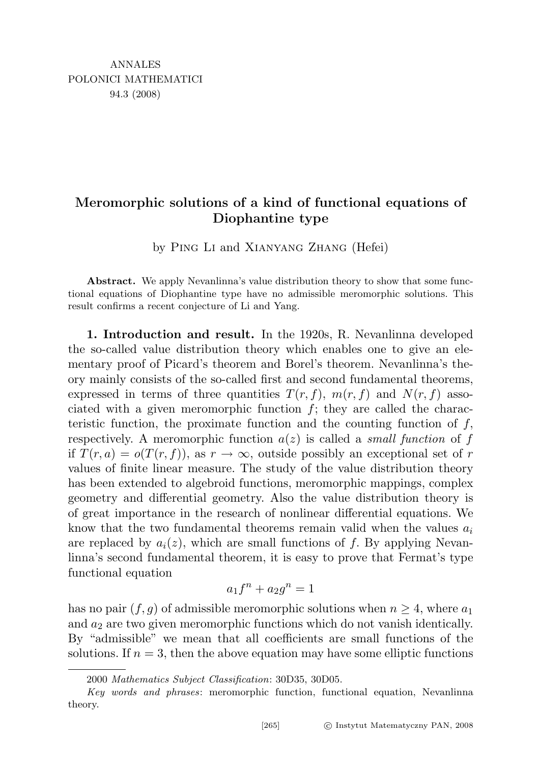# Meromorphic solutions of a kind of functional equations of Diophantine type

by Ping Li and Xianyang Zhang (Hefei)

**Abstract.** We apply Nevanlinna's value distribution theory to show that some functional equations of Diophantine type have no admissible meromorphic solutions. This result confirms a recent conjecture of Li and Yang.

**1. Introduction and result.** In the 1920s, R. Nevanlinna developed the so-called value distribution theory which enables one to give an elementary proof of Picard's theorem and Borel's theorem. Nevanlinna's theory mainly consists of the so-called first and second fundamental theorems, expressed in terms of three quantities $T(r, f)$, $m(r, f)$ and $N(r, f)$ associated with a given meromorphic function $f$; they are called the characteristic function, the proximate function and the counting function of $f$, respectively. A meromorphic function $a(z)$ is called a *small function* of $f$ if $T(r, a) = o(T(r, f))$, as $r \to \infty$, outside possibly an exceptional set of $r$ values of finite linear measure. The study of the value distribution theory has been extended to algebroid functions, meromorphic mappings, complex geometry and differential geometry. Also the value distribution theory is of great importance in the research of nonlinear differential equations. We know that the two fundamental theorems remain valid when the values $a_i$ are replaced by $a_i(z)$, which are small functions of $f$. By applying Nevanlinna's second fundamental theorem, it is easy to prove that Fermat's type functional equation

$$a_1 f^n + a_2 g^n = 1$$

has no pair $(f, g)$ of admissible meromorphic solutions when $n \geq 4$, where $a_1$ and $a_2$ are two given meromorphic functions which do not vanish identically. By "admissible" we mean that all coefficients are small functions of the solutions. If $n = 3$, then the above equation may have some elliptic functions

2000 *Mathematics Subject Classification*: 30D35, 30D05.

*Key words and phrases*: meromorphic function, functional equation, Nevanlinna theory.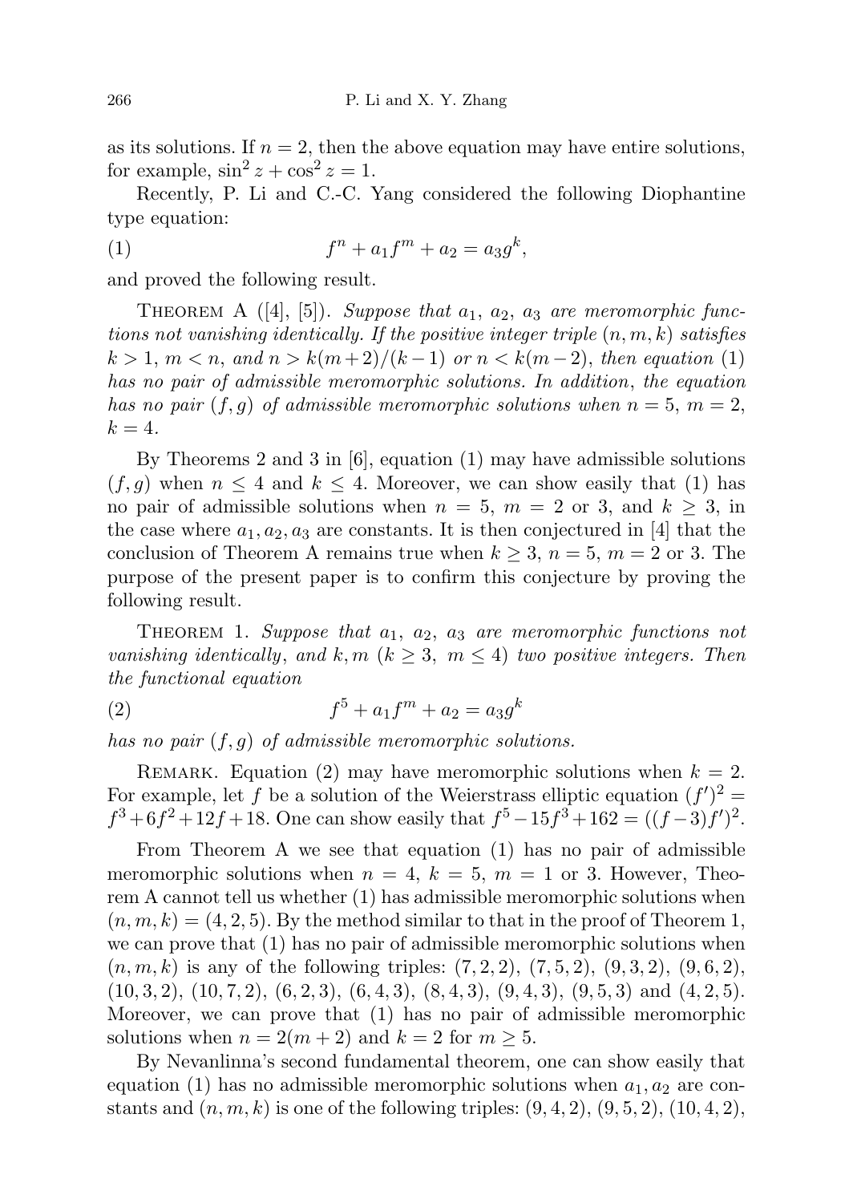as its solutions. If $n = 2$, then the above equation may have entire solutions, for example, $\sin^2 z + \cos^2 z = 1$.

Recently, P. Li and C.-C. Yang considered the following Diophantine type equation:

$$f^n + a_1 f^m + a_2 = a_3 g^k, \tag{1}$$

and proved the following result.

THEOREM A ([4], [5]). *Suppose that $a_1$, $a_2$, $a_3$ are meromorphic functions not vanishing identically. If the positive integer triple $(n, m, k)$ satisfies $k > 1$, $m < n$, and $n > k(m+2)/(k-1)$ or $n < k(m-2)$, then equation* (1) *has no pair of admissible meromorphic solutions. In addition, the equation has no pair $(f, g)$ of admissible meromorphic solutions when $n = 5$, $m = 2$, $k = 4$.*

By Theorems 2 and 3 in [6], equation (1) may have admissible solutions $(f, g)$ when $n \leq 4$ and $k \leq 4$. Moreover, we can show easily that (1) has no pair of admissible solutions when $n = 5$, $m = 2$ or 3, and $k \geq 3$, in the case where $a_1, a_2, a_3$ are constants. It is then conjectured in [4] that the conclusion of Theorem A remains true when $k \geq 3$, $n = 5$, $m = 2$ or 3. The purpose of the present paper is to confirm this conjecture by proving the following result.

THEOREM 1. *Suppose that $a_1$, $a_2$, $a_3$ are meromorphic functions not vanishing identically, and $k, m$ ($k \geq 3$, $m \leq 4$) two positive integers. Then the functional equation*

$$f^5 + a_1 f^m + a_2 = a_3 g^k \tag{2}$$

*has no pair $(f, g)$ of admissible meromorphic solutions.*

REMARK. Equation (2) may have meromorphic solutions when $k = 2$. For example, let $f$ be a solution of the Weierstrass elliptic equation $(f')^2 = f^3 + 6f^2 + 12f + 18$. One can show easily that $f^5 - 15f^3 + 162 = ((f-3)f')^2$.

From Theorem A we see that equation (1) has no pair of admissible meromorphic solutions when $n = 4$, $k = 5$, $m = 1$ or 3. However, Theorem A cannot tell us whether (1) has admissible meromorphic solutions when $(n, m, k) = (4, 2, 5)$. By the method similar to that in the proof of Theorem 1, we can prove that (1) has no pair of admissible meromorphic solutions when $(n, m, k)$ is any of the following triples: $(7, 2, 2)$, $(7, 5, 2)$, $(9, 3, 2)$, $(9, 6, 2)$, $(10, 3, 2)$, $(10, 7, 2)$, $(6, 2, 3)$, $(6, 4, 3)$, $(8, 4, 3)$, $(9, 4, 3)$, $(9, 5, 3)$ and $(4, 2, 5)$. Moreover, we can prove that (1) has no pair of admissible meromorphic solutions when $n = 2(m + 2)$ and $k = 2$ for $m \geq 5$.

By Nevanlinna's second fundamental theorem, one can show easily that equation (1) has no admissible meromorphic solutions when $a_1, a_2$ are constants and $(n, m, k)$ is one of the following triples: $(9, 4, 2)$, $(9, 5, 2)$, $(10, 4, 2)$,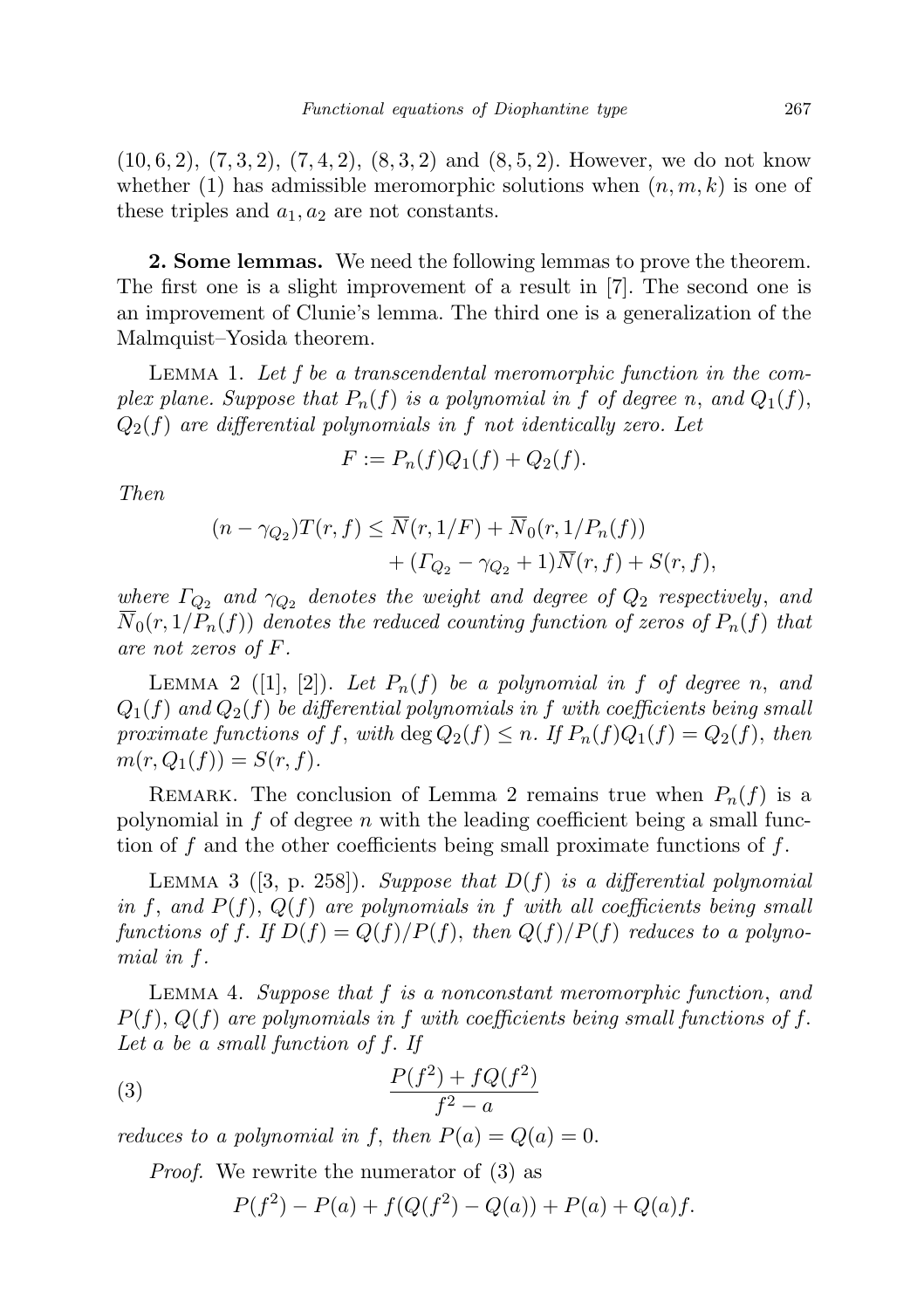(10, 6, 2), (7, 3, 2), (7, 4, 2), (8, 3, 2) and (8, 5, 2). However, we do not know whether (1) has admissible meromorphic solutions when $(n, m, k)$ is one of these triples and $a_1, a_2$ are not constants.

**2. Some lemmas.** We need the following lemmas to prove the theorem. The first one is a slight improvement of a result in [7]. The second one is an improvement of Clunie's lemma. The third one is a generalization of the Malmquist–Yosida theorem.

LEMMA 1. *Let $f$ be a transcendental meromorphic function in the complex plane. Suppose that $P_n(f)$ is a polynomial in $f$ of degree $n$, and $Q_1(f)$, $Q_2(f)$ are differential polynomials in $f$ not identically zero. Let*

$$F := P_n(f)Q_1(f) + Q_2(f).$$

*Then*

$$(n - \gamma_{Q_2})T(r, f) \leq \overline{N}(r, 1/F) + \overline{N}_0(r, 1/P_n(f)) + (\Gamma_{Q_2} - \gamma_{Q_2} + 1)\overline{N}(r, f) + S(r, f),$$

*where $\Gamma_{Q_2}$ and $\gamma_{Q_2}$ denotes the weight and degree of $Q_2$ respectively, and $\overline{N}_0(r, 1/P_n(f))$ denotes the reduced counting function of zeros of $P_n(f)$ that are not zeros of $F$.*

LEMMA 2 ([1], [2]). *Let $P_n(f)$ be a polynomial in $f$ of degree $n$, and $Q_1(f)$ and $Q_2(f)$ be differential polynomials in $f$ with coefficients being small proximate functions of $f$, with $\deg Q_2(f) \leq n$. If $P_n(f)Q_1(f) = Q_2(f)$, then $m(r, Q_1(f)) = S(r, f)$.*

REMARK. The conclusion of Lemma 2 remains true when $P_n(f)$ is a polynomial in $f$ of degree $n$ with the leading coefficient being a small function of $f$ and the other coefficients being small proximate functions of $f$.

LEMMA 3 ([3, p. 258]). *Suppose that $D(f)$ is a differential polynomial in $f$, and $P(f)$, $Q(f)$ are polynomials in $f$ with all coefficients being small functions of $f$. If $D(f) = Q(f)/P(f)$, then $Q(f)/P(f)$ reduces to a polynomial in $f$.*

LEMMA 4. *Suppose that $f$ is a nonconstant meromorphic function, and $P(f)$, $Q(f)$ are polynomials in $f$ with coefficients being small functions of $f$. Let $a$ be a small function of $f$. If*

$$\frac{P(f^2) + fQ(f^2)}{f^2 - a} \tag{3}$$

*reduces to a polynomial in $f$, then $P(a) = Q(a) = 0$.*

*Proof.* We rewrite the numerator of (3) as

$$P(f^2) - P(a) + f(Q(f^2) - Q(a)) + P(a) + Q(a)f.$$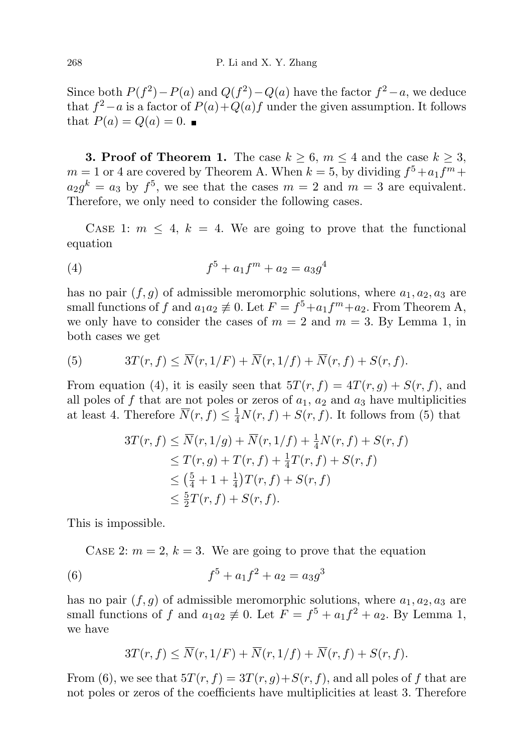Since both $P(f^2)-P(a)$ and $Q(f^2)-Q(a)$ have the factor $f^2-a$, we deduce that $f^2-a$ is a factor of $P(a)+Q(a)f$ under the given assumption. It follows that $P(a)=Q(a)=0$. ∎

**3. Proof of Theorem 1.** The case $k\ge 6$, $m\le 4$ and the case $k\ge 3$, $m=1$ or 4 are covered by Theorem A. When $k=5$, by dividing $f^5+a_1f^m+a_2g^k=a_3$ by $f^5$, we see that the cases $m=2$ and $m=3$ are equivalent. Therefore, we only need to consider the following cases.

Case 1: $m\le 4$, $k=4$. We are going to prove that the functional equation

$$f^5+a_1f^m+a_2=a_3g^4 \tag{4}$$

has no pair $(f,g)$ of admissible meromorphic solutions, where $a_1,a_2,a_3$ are small functions of $f$ and $a_1a_2\not\equiv 0$. Let $F=f^5+a_1f^m+a_2$. From Theorem A, we only have to consider the cases of $m=2$ and $m=3$. By Lemma 1, in both cases we get

$$3T(r,f)\le \overline{N}(r,1/F)+\overline{N}(r,1/f)+\overline{N}(r,f)+S(r,f). \tag{5}$$

From equation (4), it is easily seen that $5T(r,f)=4T(r,g)+S(r,f)$, and all poles of $f$ that are not poles or zeros of $a_1$, $a_2$ and $a_3$ have multiplicities at least 4. Therefore $\overline{N}(r,f)\le \frac{1}{4}N(r,f)+S(r,f)$. It follows from (5) that

$$\begin{aligned}
3T(r,f)&\le \overline{N}(r,1/g)+\overline{N}(r,1/f)+\tfrac{1}{4}N(r,f)+S(r,f)\\
&\le T(r,g)+T(r,f)+\tfrac{1}{4}T(r,f)+S(r,f)\\
&\le \left(\tfrac{5}{4}+1+\tfrac{1}{4}\right)T(r,f)+S(r,f)\\
&\le \tfrac{5}{2}T(r,f)+S(r,f).
\end{aligned}$$

This is impossible.

Case 2: $m=2$, $k=3$. We are going to prove that the equation

$$f^5+a_1f^2+a_2=a_3g^3 \tag{6}$$

has no pair $(f,g)$ of admissible meromorphic solutions, where $a_1,a_2,a_3$ are small functions of $f$ and $a_1a_2\not\equiv 0$. Let $F=f^5+a_1f^2+a_2$. By Lemma 1, we have

$$3T(r,f)\le \overline{N}(r,1/F)+\overline{N}(r,1/f)+\overline{N}(r,f)+S(r,f).$$

From (6), we see that $5T(r,f)=3T(r,g)+S(r,f)$, and all poles of $f$ that are not poles or zeros of the coefficients have multiplicities at least 3. Therefore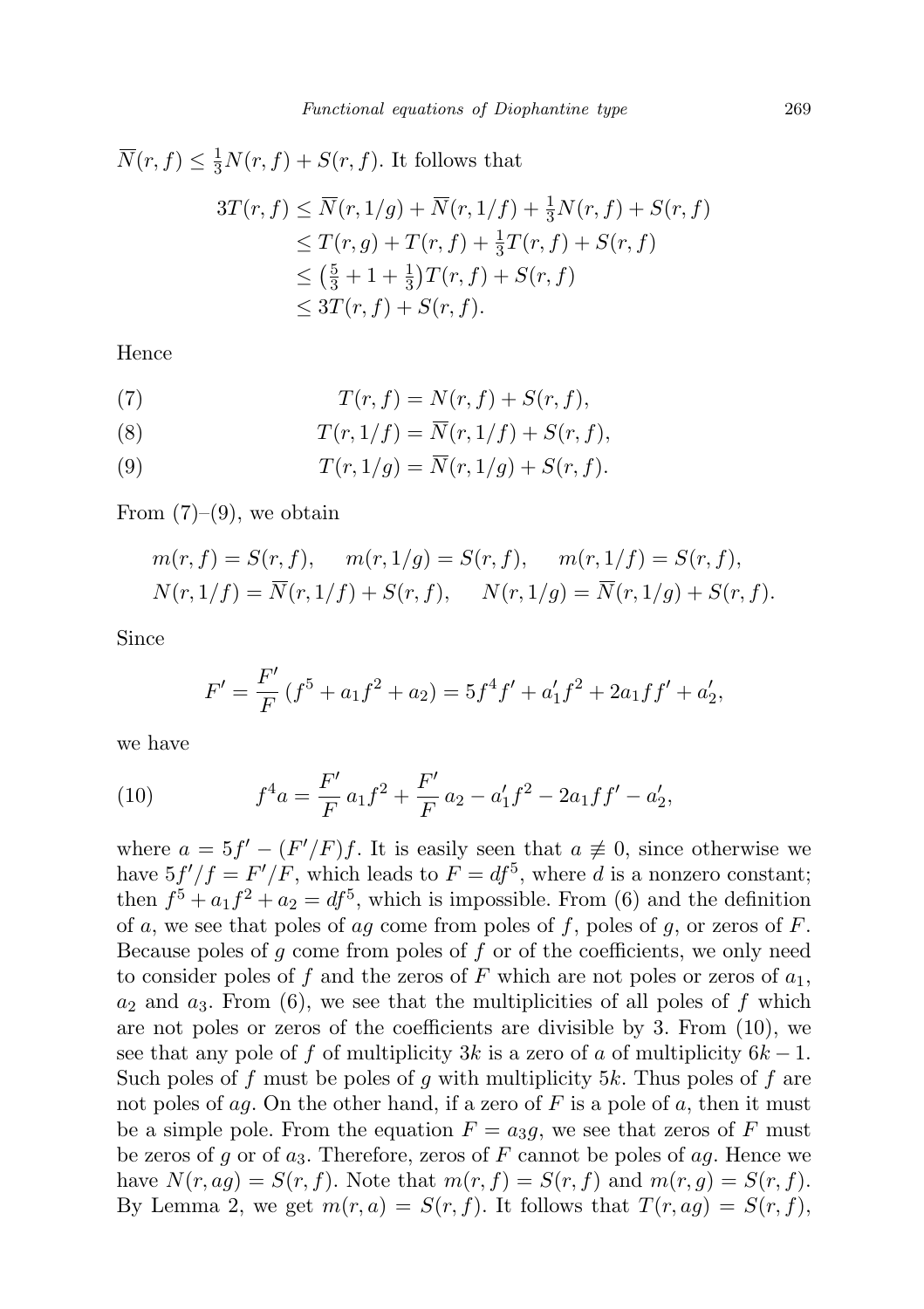$\overline{N}(r,f) \le \frac{1}{3}N(r,f) + S(r,f)$. It follows that

$$\begin{aligned} 3T(r,f) &\le \overline{N}(r,1/g) + \overline{N}(r,1/f) + \tfrac{1}{3}N(r,f) + S(r,f) \\ &\le T(r,g) + T(r,f) + \tfrac{1}{3}T(r,f) + S(r,f) \\ &\le \left(\tfrac{5}{3} + 1 + \tfrac{1}{3}\right)T(r,f) + S(r,f) \\ &\le 3T(r,f) + S(r,f). \end{aligned}$$

Hence

$$T(r,f) = N(r,f) + S(r,f), \tag{7}$$

$$T(r,1/f) = \overline{N}(r,1/f) + S(r,f), \tag{8}$$

$$T(r,1/g) = \overline{N}(r,1/g) + S(r,f). \tag{9}$$

From (7)–(9), we obtain

$$\begin{aligned} &m(r,f) = S(r,f), \quad m(r,1/g) = S(r,f), \quad m(r,1/f) = S(r,f), \\ &N(r,1/f) = \overline{N}(r,1/f) + S(r,f), \quad N(r,1/g) = \overline{N}(r,1/g) + S(r,f). \end{aligned}$$

Since

$$F' = \frac{F'}{F}\,(f^5 + a_1 f^2 + a_2) = 5f^4 f' + a_1' f^2 + 2a_1 f f' + a_2',$$

we have

$$f^4 a = \frac{F'}{F}\,a_1 f^2 + \frac{F'}{F}\,a_2 - a_1' f^2 - 2a_1 f f' - a_2', \tag{10}$$

where $a = 5f' - (F'/F)f$. It is easily seen that $a \not\equiv 0$, since otherwise we have $5f'/f = F'/F$, which leads to $F = df^5$, where $d$ is a nonzero constant; then $f^5 + a_1 f^2 + a_2 = df^5$, which is impossible. From (6) and the definition of $a$, we see that poles of $ag$ come from poles of $f$, poles of $g$, or zeros of $F$. Because poles of $g$ come from poles of $f$ or of the coefficients, we only need to consider poles of $f$ and the zeros of $F$ which are not poles or zeros of $a_1$, $a_2$ and $a_3$. From (6), we see that the multiplicities of all poles of $f$ which are not poles or zeros of the coefficients are divisible by 3. From (10), we see that any pole of $f$ of multiplicity $3k$ is a zero of $a$ of multiplicity $6k-1$. Such poles of $f$ must be poles of $g$ with multiplicity $5k$. Thus poles of $f$ are not poles of $ag$. On the other hand, if a zero of $F$ is a pole of $a$, then it must be a simple pole. From the equation $F = a_3 g$, we see that zeros of $F$ must be zeros of $g$ or of $a_3$. Therefore, zeros of $F$ cannot be poles of $ag$. Hence we have $N(r,ag) = S(r,f)$. Note that $m(r,f) = S(r,f)$ and $m(r,g) = S(r,f)$. By Lemma 2, we get $m(r,a) = S(r,f)$. It follows that $T(r,ag) = S(r,f)$,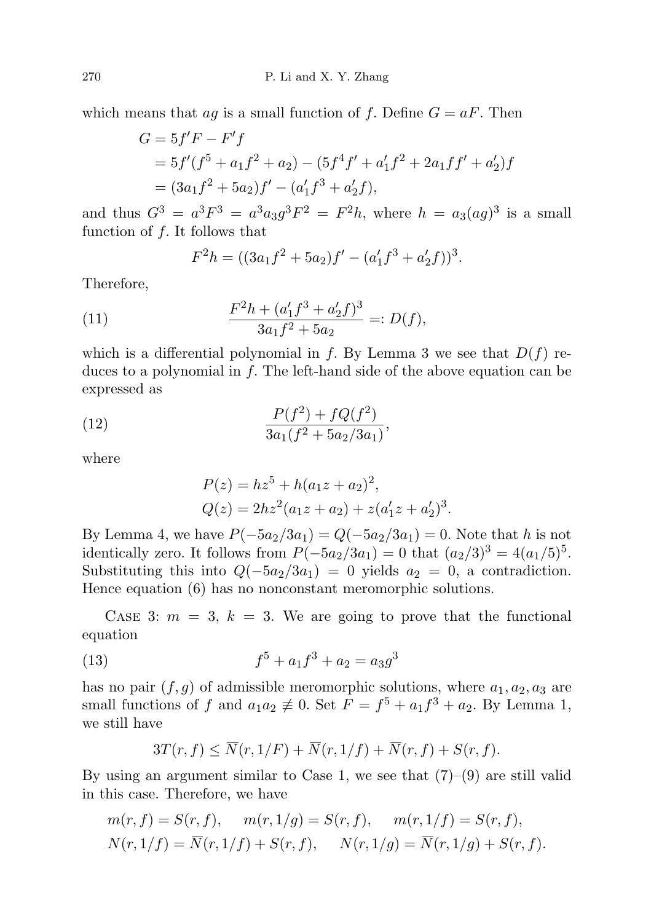which means that $ag$ is a small function of $f$. Define $G = aF$. Then

$$
\begin{aligned}
G &= 5f'F - F'f \\
&= 5f'(f^5 + a_1 f^2 + a_2) - (5f^4 f' + a_1' f^2 + 2a_1 f f' + a_2')f \\
&= (3a_1 f^2 + 5a_2)f' - (a_1' f^3 + a_2' f),
\end{aligned}
$$

and thus $G^3 = a^3 F^3 = a^3 a_3 g^3 F^2 = F^2 h$, where $h = a_3(ag)^3$ is a small function of $f$. It follows that

$$
F^2 h = ((3a_1 f^2 + 5a_2)f' - (a_1' f^3 + a_2' f))^3.
$$

Therefore,

$$
\frac{F^2 h + (a_1' f^3 + a_2' f)^3}{3a_1 f^2 + 5a_2} =: D(f), \tag{11}
$$

which is a differential polynomial in $f$. By Lemma 3 we see that $D(f)$ reduces to a polynomial in $f$. The left-hand side of the above equation can be expressed as

$$
\frac{P(f^2) + fQ(f^2)}{3a_1(f^2 + 5a_2/3a_1)}, \tag{12}
$$

where

$$
\begin{aligned}
P(z) &= hz^5 + h(a_1 z + a_2)^2, \\
Q(z) &= 2hz^2(a_1 z + a_2) + z(a_1' z + a_2')^3.
\end{aligned}
$$

By Lemma 4, we have $P(-5a_2/3a_1) = Q(-5a_2/3a_1) = 0$. Note that $h$ is not identically zero. It follows from $P(-5a_2/3a_1) = 0$ that $(a_2/3)^3 = 4(a_1/5)^5$. Substituting this into $Q(-5a_2/3a_1) = 0$ yields $a_2 = 0$, a contradiction. Hence equation (6) has no nonconstant meromorphic solutions.

Case 3: $m = 3$, $k = 3$. We are going to prove that the functional equation

$$
f^5 + a_1 f^3 + a_2 = a_3 g^3 \tag{13}
$$

has no pair $(f, g)$ of admissible meromorphic solutions, where $a_1, a_2, a_3$ are small functions of $f$ and $a_1 a_2 \not\equiv 0$. Set $F = f^5 + a_1 f^3 + a_2$. By Lemma 1, we still have

$$
3T(r, f) \le \overline{N}(r, 1/F) + \overline{N}(r, 1/f) + \overline{N}(r, f) + S(r, f).
$$

By using an argument similar to Case 1, we see that (7)–(9) are still valid in this case. Therefore, we have

$$
\begin{aligned}
&m(r, f) = S(r, f), \quad m(r, 1/g) = S(r, f), \quad m(r, 1/f) = S(r, f), \\
&N(r, 1/f) = \overline{N}(r, 1/f) + S(r, f), \quad N(r, 1/g) = \overline{N}(r, 1/g) + S(r, f).
\end{aligned}
$$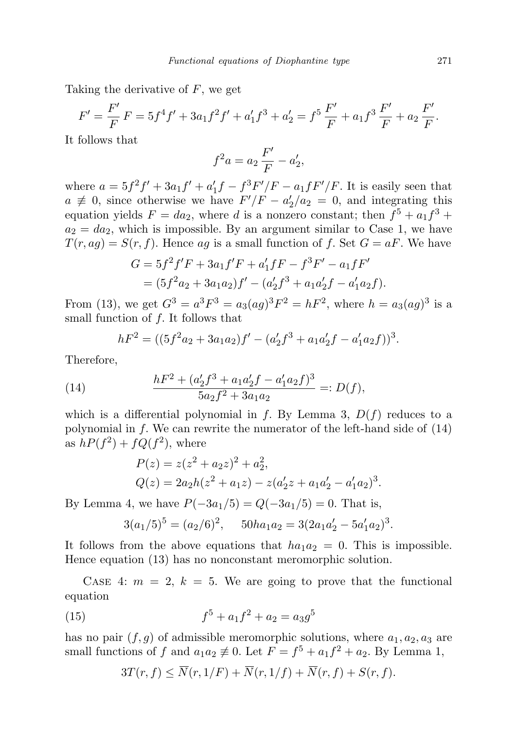Taking the derivative of $F$, we get

$$F' = \frac{F'}{F}\,F = 5f^4 f' + 3a_1 f^2 f' + a_1' f^3 + a_2' = f^5\,\frac{F'}{F} + a_1 f^3\,\frac{F'}{F} + a_2\,\frac{F'}{F}.$$

It follows that

$$f^2 a = a_2\,\frac{F'}{F} - a_2',$$

where $a = 5f^2 f' + 3a_1 f' + a_1' f - f^3 F'/F - a_1 f F'/F$. It is easily seen that $a \not\equiv 0$, since otherwise we have $F'/F - a_2'/a_2 = 0$, and integrating this equation yields $F = da_2$, where $d$ is a nonzero constant; then $f^5 + a_1 f^3 + a_2 = da_2$, which is impossible. By an argument similar to Case 1, we have $T(r, ag) = S(r, f)$. Hence $ag$ is a small function of $f$. Set $G = aF$. We have

$$\begin{aligned} G &= 5f^2 f' F + 3a_1 f' F + a_1' f F - f^3 F' - a_1 f F' \\ &= (5f^2 a_2 + 3a_1 a_2) f' - (a_2' f^3 + a_1 a_2' f - a_1' a_2 f). \end{aligned}$$

From (13), we get $G^3 = a^3 F^3 = a_3 (ag)^3 F^2 = hF^2$, where $h = a_3 (ag)^3$ is a small function of $f$. It follows that

$$hF^2 = ((5f^2 a_2 + 3a_1 a_2) f' - (a_2' f^3 + a_1 a_2' f - a_1' a_2 f))^3.$$

Therefore,

$$\frac{hF^2 + (a_2' f^3 + a_1 a_2' f - a_1' a_2 f)^3}{5a_2 f^2 + 3a_1 a_2} =: D(f), \tag{14}$$

which is a differential polynomial in $f$. By Lemma 3, $D(f)$ reduces to a polynomial in $f$. We can rewrite the numerator of the left-hand side of (14) as $hP(f^2) + fQ(f^2)$, where

$$\begin{aligned} P(z) &= z(z^2 + a_2 z)^2 + a_2^2, \\ Q(z) &= 2a_2 h(z^2 + a_1 z) - z(a_2' z + a_1 a_2' - a_1' a_2)^3. \end{aligned}$$

By Lemma 4, we have $P(-3a_1/5) = Q(-3a_1/5) = 0$. That is,

$$3(a_1/5)^5 = (a_2/6)^2, \qquad 50ha_1 a_2 = 3(2a_1 a_2' - 5a_1' a_2)^3.$$

It follows from the above equations that $ha_1 a_2 = 0$. This is impossible. Hence equation (13) has no nonconstant meromorphic solution.

Case 4: $m = 2$, $k = 5$. We are going to prove that the functional equation

$$f^5 + a_1 f^2 + a_2 = a_3 g^5 \tag{15}$$

has no pair $(f, g)$ of admissible meromorphic solutions, where $a_1, a_2, a_3$ are small functions of $f$ and $a_1 a_2 \not\equiv 0$. Let $F = f^5 + a_1 f^2 + a_2$. By Lemma 1,

$$3T(r, f) \le \overline{N}(r, 1/F) + \overline{N}(r, 1/f) + \overline{N}(r, f) + S(r, f).$$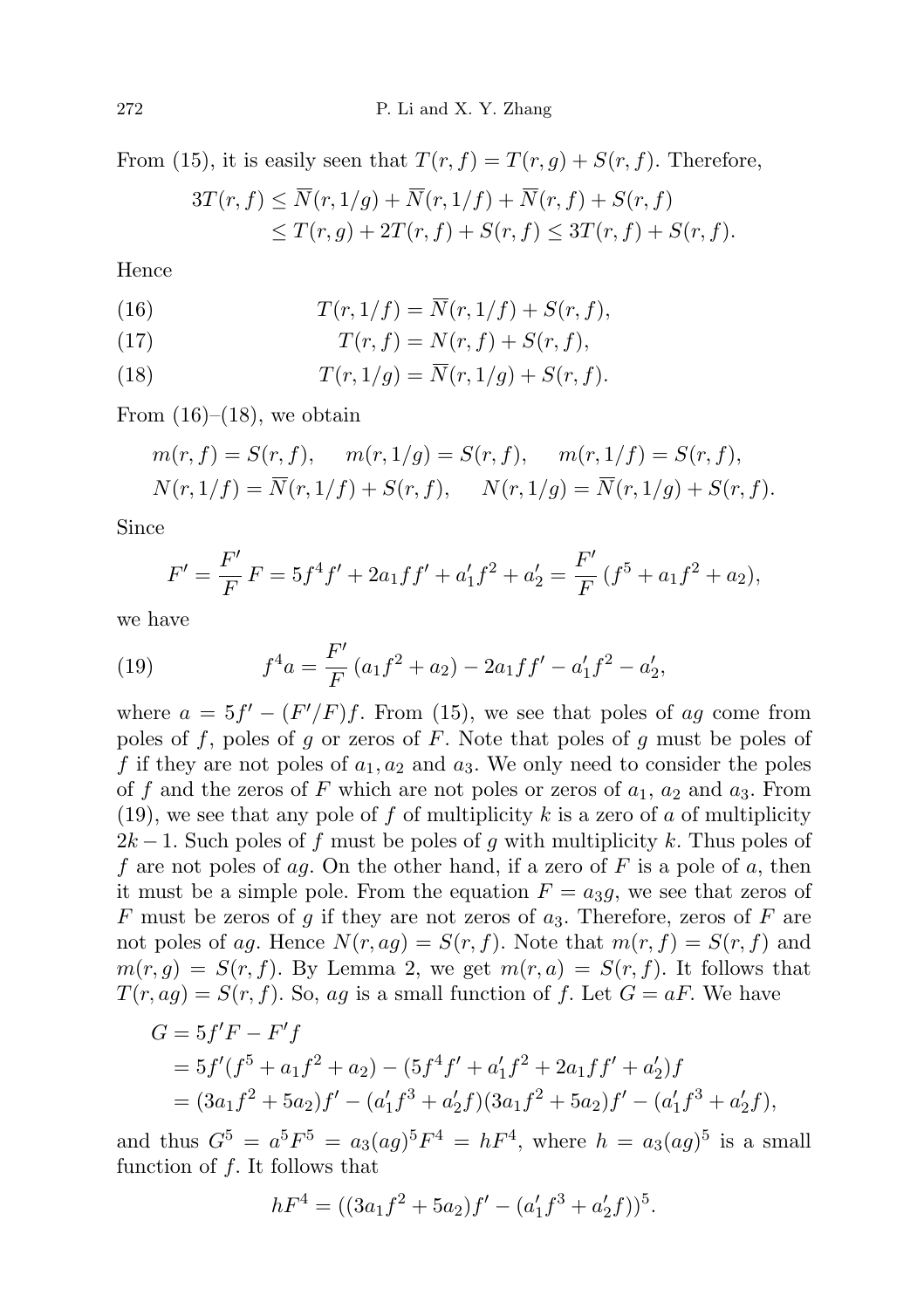From (15), it is easily seen that $T(r,f) = T(r,g) + S(r,f)$. Therefore,

$$
\begin{aligned}
3T(r,f) &\le \overline{N}(r,1/g) + \overline{N}(r,1/f) + \overline{N}(r,f) + S(r,f) \\
&\le T(r,g) + 2T(r,f) + S(r,f) \le 3T(r,f) + S(r,f).
\end{aligned}
$$

Hence

$$
T(r,1/f) = \overline{N}(r,1/f) + S(r,f), \tag{16}
$$

$$
T(r,f) = N(r,f) + S(r,f), \tag{17}
$$

$$
T(r,1/g) = \overline{N}(r,1/g) + S(r,f). \tag{18}
$$

From (16)–(18), we obtain

$$
\begin{aligned}
&m(r,f) = S(r,f), \quad m(r,1/g) = S(r,f), \quad m(r,1/f) = S(r,f), \\
&N(r,1/f) = \overline{N}(r,1/f) + S(r,f), \quad N(r,1/g) = \overline{N}(r,1/g) + S(r,f).
\end{aligned}
$$

Since

$$
F' = \frac{F'}{F}\,F = 5f^4 f' + 2a_1 f f' + a_1' f^2 + a_2' = \frac{F'}{F}\,(f^5 + a_1 f^2 + a_2),
$$

we have

$$
f^4 a = \frac{F'}{F}\,(a_1 f^2 + a_2) - 2a_1 f f' - a_1' f^2 - a_2', \tag{19}
$$

where $a = 5f' - (F'/F)f$. From (15), we see that poles of $ag$ come from poles of $f$, poles of $g$ or zeros of $F$. Note that poles of $g$ must be poles of $f$ if they are not poles of $a_1, a_2$ and $a_3$. We only need to consider the poles of $f$ and the zeros of $F$ which are not poles or zeros of $a_1$, $a_2$ and $a_3$. From (19), we see that any pole of $f$ of multiplicity $k$ is a zero of $a$ of multiplicity $2k-1$. Such poles of $f$ must be poles of $g$ with multiplicity $k$. Thus poles of $f$ are not poles of $ag$. On the other hand, if a zero of $F$ is a pole of $a$, then it must be a simple pole. From the equation $F = a_3 g$, we see that zeros of $F$ must be zeros of $g$ if they are not zeros of $a_3$. Therefore, zeros of $F$ are not poles of $ag$. Hence $N(r,ag) = S(r,f)$. Note that $m(r,f) = S(r,f)$ and $m(r,g) = S(r,f)$. By Lemma 2, we get $m(r,a) = S(r,f)$. It follows that $T(r,ag) = S(r,f)$. So, $ag$ is a small function of $f$. Let $G = aF$. We have

$$
\begin{aligned}
G &= 5f'F - F'f \\
&= 5f'(f^5 + a_1 f^2 + a_2) - (5f^4 f' + a_1' f^2 + 2a_1 f f' + a_2')f \\
&= (3a_1 f^2 + 5a_2)f' - (a_1' f^3 + a_2' f)(3a_1 f^2 + 5a_2)f' - (a_1' f^3 + a_2' f),
\end{aligned}
$$

and thus $G^5 = a^5 F^5 = a_3(ag)^5 F^4 = hF^4$, where $h = a_3(ag)^5$ is a small function of $f$. It follows that

$$
hF^4 = ((3a_1 f^2 + 5a_2)f' - (a_1' f^3 + a_2' f))^5.
$$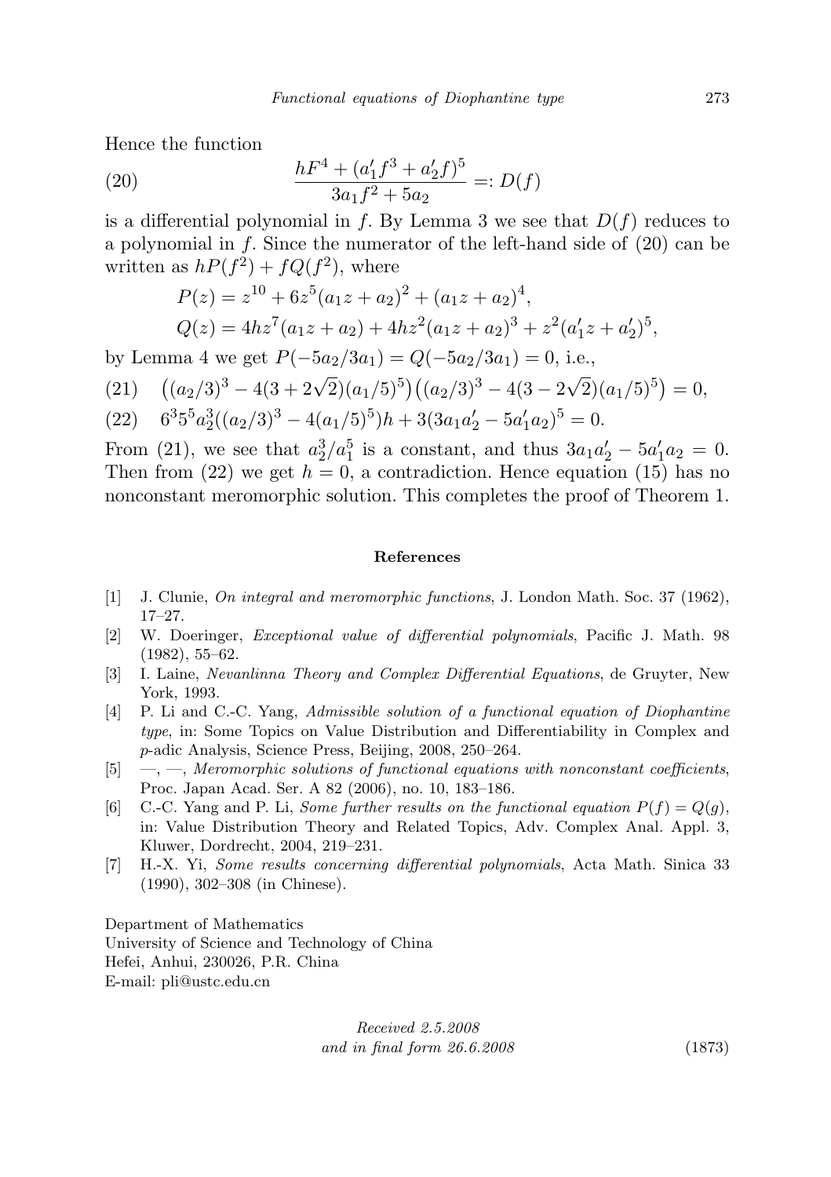Hence the function

$$\frac{hF^4 + (a_1' f^3 + a_2' f)^5}{3a_1 f^2 + 5a_2} =: D(f) \tag{20}$$

is a differential polynomial in $f$. By Lemma 3 we see that $D(f)$ reduces to a polynomial in $f$. Since the numerator of the left-hand side of (20) can be written as $hP(f^2) + fQ(f^2)$, where

$$P(z) = z^{10} + 6z^5(a_1 z + a_2)^2 + (a_1 z + a_2)^4,$$

$$Q(z) = 4hz^7(a_1 z + a_2) + 4hz^2(a_1 z + a_2)^3 + z^2(a_1' z + a_2')^5,$$

by Lemma 4 we get $P(-5a_2/3a_1) = Q(-5a_2/3a_1) = 0$, i.e.,

$$\big((a_2/3)^3 - 4(3 + 2\sqrt{2})(a_1/5)^5\big)\big((a_2/3)^3 - 4(3 - 2\sqrt{2})(a_1/5)^5\big) = 0, \tag{21}$$

$$6^3 5^5 a_2^3((a_2/3)^3 - 4(a_1/5)^5)h + 3(3a_1 a_2' - 5a_1' a_2)^5 = 0. \tag{22}$$

From (21), we see that $a_2^3/a_1^5$ is a constant, and thus $3a_1 a_2' - 5a_1' a_2 = 0$. Then from (22) we get $h = 0$, a contradiction. Hence equation (15) has no nonconstant meromorphic solution. This completes the proof of Theorem 1.

## References

[1] J. Clunie, *On integral and meromorphic functions*, J. London Math. Soc. 37 (1962), 17–27.

[2] W. Doeringer, *Exceptional value of differential polynomials*, Pacific J. Math. 98 (1982), 55–62.

[3] I. Laine, *Nevanlinna Theory and Complex Differential Equations*, de Gruyter, New York, 1993.

[4] P. Li and C.-C. Yang, *Admissible solution of a functional equation of Diophantine type*, in: Some Topics on Value Distribution and Differentiability in Complex and $p$-adic Analysis, Science Press, Beijing, 2008, 250–264.

[5] —, —, *Meromorphic solutions of functional equations with nonconstant coefficients*, Proc. Japan Acad. Ser. A 82 (2006), no. 10, 183–186.

[6] C.-C. Yang and P. Li, *Some further results on the functional equation $P(f) = Q(g)$*, in: Value Distribution Theory and Related Topics, Adv. Complex Anal. Appl. 3, Kluwer, Dordrecht, 2004, 219–231.

[7] H.-X. Yi, *Some results concerning differential polynomials*, Acta Math. Sinica 33 (1990), 302–308 (in Chinese).

Department of Mathematics
University of Science and Technology of China
Hefei, Anhui, 230026, P.R. China
E-mail: pli@ustc.edu.cn

*Received 2.5.2008*
*and in final form 26.6.2008* (1873)